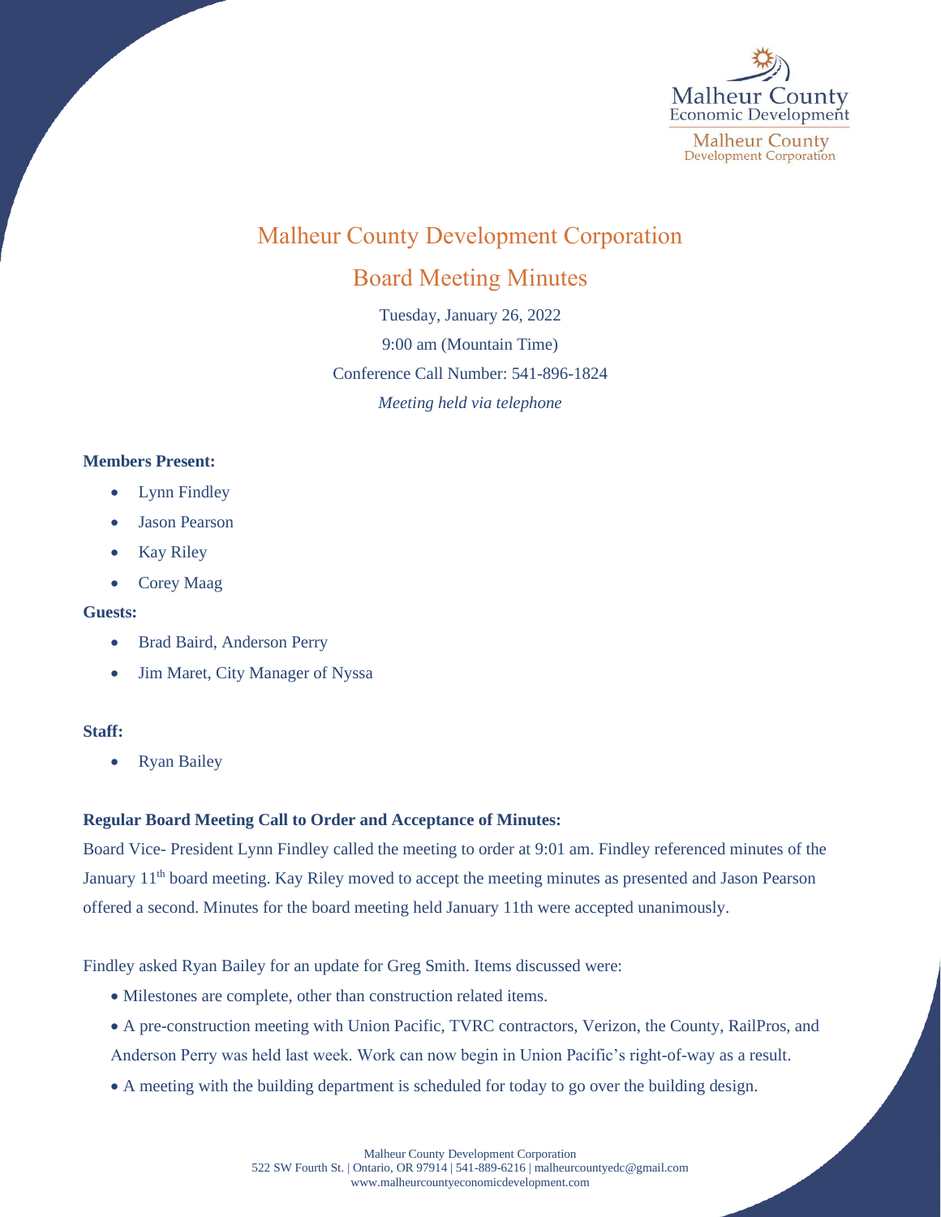# Malheur County Development Corporation

## Board Meeting Minutes

Tuesday, January 26, 2022

9:00 am (Mountain Time)

Conference Call Number: 541-896-1824

*Meeting held via telephone*

**Members Present:**

- Lynn Findley
- Jason Pearson
- Kay Riley
- Corey Maag

**Guests:**

- Brad Baird, Anderson Perry
- Jim Maret, City Manager of Nyssa

**Staff:**

- Ryan Bailey

**Regular Board Meeting Call to Order and Acceptance of Minutes:**

Board Vice- President Lynn Findley called the meeting to order at 9:01 am. Findley referenced minutes of the January 11th board meeting. Kay Riley moved to accept the meeting minutes as presented and Jason Pearson offered a second. Minutes for the board meeting held January 11th were accepted unanimously.

Findley asked Ryan Bailey for an update for Greg Smith. Items discussed were:

- Milestones are complete, other than construction related items.
- A pre-construction meeting with Union Pacific, TVRC contractors, Verizon, the County, RailPros, and Anderson Perry was held last week. Work can now begin in Union Pacific's right-of-way as a result.
- A meeting with the building department is scheduled for today to go over the building design.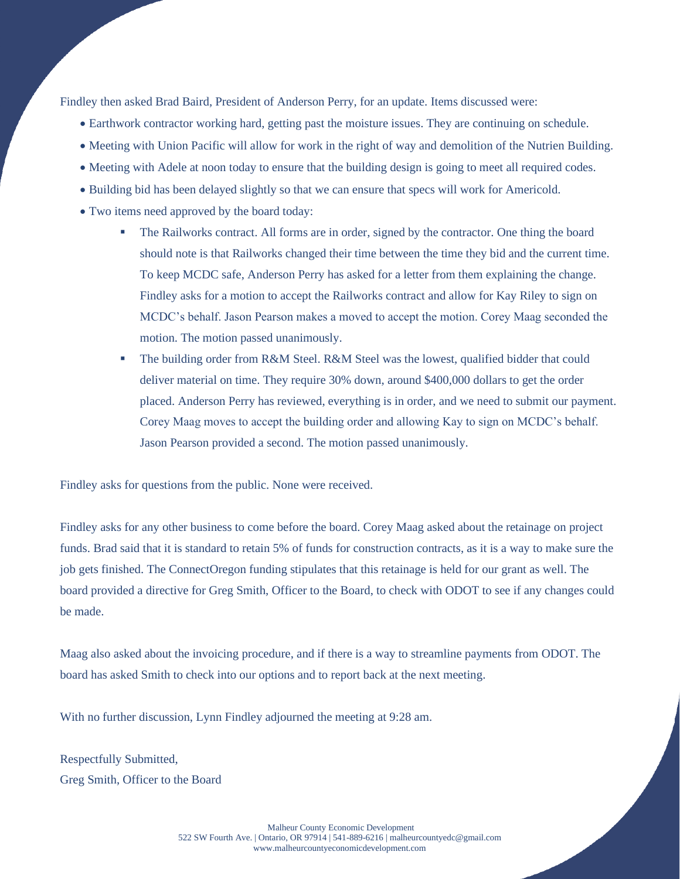Findley then asked Brad Baird, President of Anderson Perry, for an update. Items discussed were:

- Earthwork contractor working hard, getting past the moisture issues. They are continuing on schedule.
- Meeting with Union Pacific will allow for work in the right of way and demolition of the Nutrien Building.
- Meeting with Adele at noon today to ensure that the building design is going to meet all required codes.
- Building bid has been delayed slightly so that we can ensure that specs will work for Americold.
- Two items need approved by the board today:
    - The Railworks contract. All forms are in order, signed by the contractor. One thing the board should note is that Railworks changed their time between the time they bid and the current time. To keep MCDC safe, Anderson Perry has asked for a letter from them explaining the change. Findley asks for a motion to accept the Railworks contract and allow for Kay Riley to sign on MCDC's behalf. Jason Pearson makes a moved to accept the motion. Corey Maag seconded the motion. The motion passed unanimously.
    - The building order from R&M Steel. R&M Steel was the lowest, qualified bidder that could deliver material on time. They require 30% down, around $400,000 dollars to get the order placed. Anderson Perry has reviewed, everything is in order, and we need to submit our payment. Corey Maag moves to accept the building order and allowing Kay to sign on MCDC's behalf. Jason Pearson provided a second. The motion passed unanimously.

Findley asks for questions from the public. None were received.

Findley asks for any other business to come before the board. Corey Maag asked about the retainage on project funds. Brad said that it is standard to retain 5% of funds for construction contracts, as it is a way to make sure the job gets finished. The ConnectOregon funding stipulates that this retainage is held for our grant as well. The board provided a directive for Greg Smith, Officer to the Board, to check with ODOT to see if any changes could be made.

Maag also asked about the invoicing procedure, and if there is a way to streamline payments from ODOT. The board has asked Smith to check into our options and to report back at the next meeting.

With no further discussion, Lynn Findley adjourned the meeting at 9:28 am.

Respectfully Submitted,
Greg Smith, Officer to the Board